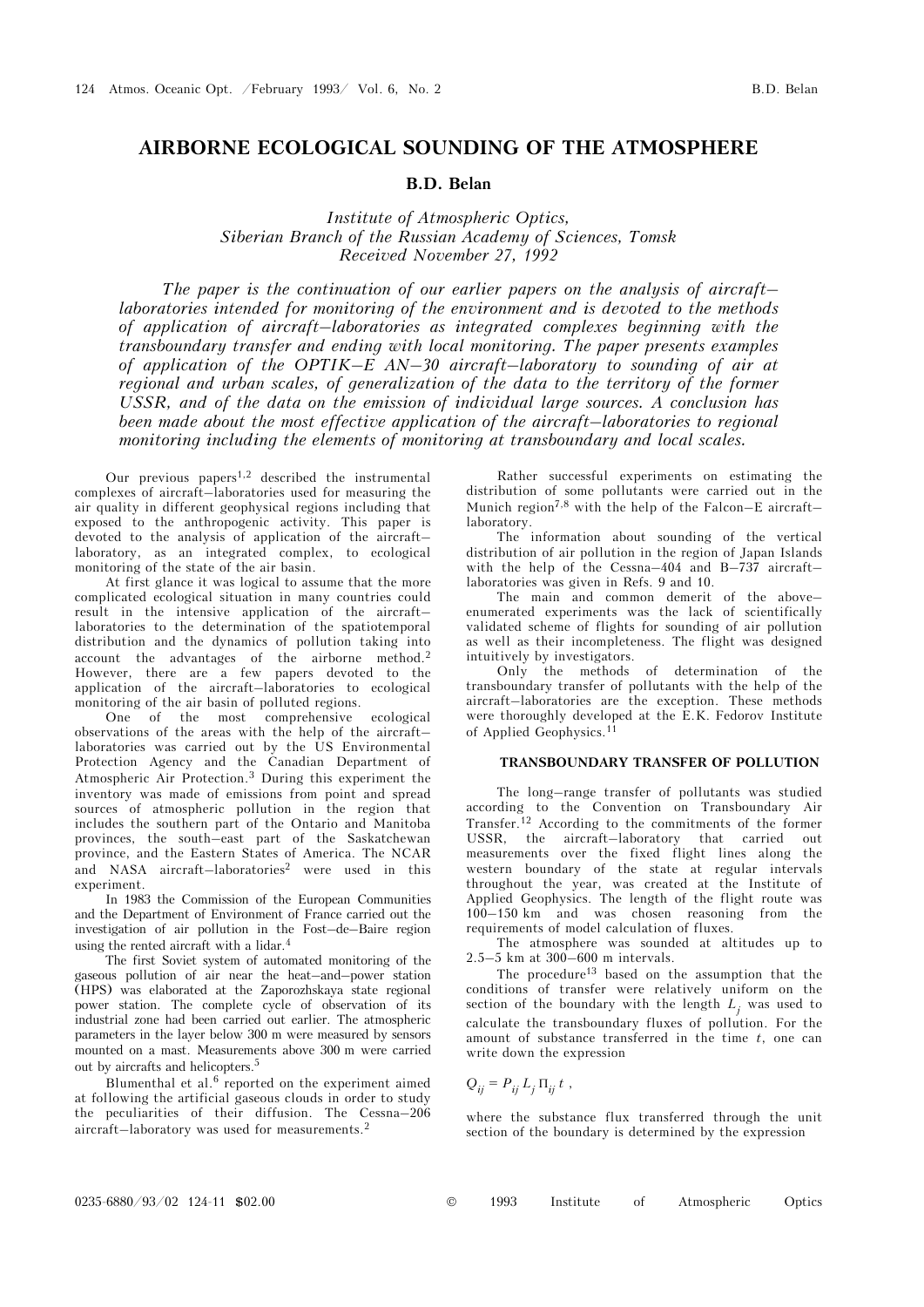# AIRBORNE ECOLOGICAL SOUNDING OF THE ATMOSPHERE

**B.D. Belan**

*Institute of Atmospheric Optics,*
*Siberian Branch of the Russian Academy of Sciences, Tomsk*
*Received November 27, 1992*

*The paper is the continuation of our earlier papers on the analysis of aircraft–laboratories intended for monitoring of the environment and is devoted to the methods of application of aircraft–laboratories as integrated complexes beginning with the transboundary transfer and ending with local monitoring. The paper presents examples of application of the OPTIK–E AN–30 aircraft–laboratory to sounding of air at regional and urban scales, of generalization of the data to the territory of the former USSR, and of the data on the emission of individual large sources. A conclusion has been made about the most effective application of the aircraft–laboratories to regional monitoring including the elements of monitoring at transboundary and local scales.*

Our previous papers[1,2] described the instrumental complexes of aircraft–laboratories used for measuring the air quality in different geophysical regions including that exposed to the anthropogenic activity. This paper is devoted to the analysis of application of the aircraft–laboratory, as an integrated complex, to ecological monitoring of the state of the air basin.

At first glance it was logical to assume that the more complicated ecological situation in many countries could result in the intensive application of the aircraft–laboratories to the determination of the spatiotemporal distribution and the dynamics of pollution taking into account the advantages of the airborne method.[2] However, there are a few papers devoted to the application of the aircraft–laboratories to ecological monitoring of the air basin of polluted regions.

One of the most comprehensive ecological observations of the areas with the help of the aircraft–laboratories was carried out by the US Environmental Protection Agency and the Canadian Department of Atmospheric Air Protection.[3] During this experiment the inventory was made of emissions from point and spread sources of atmospheric pollution in the region that includes the southern part of the Ontario and Manitoba provinces, the south–east part of the Saskatchewan province, and the Eastern States of America. The NCAR and NASA aircraft–laboratories[2] were used in this experiment.

In 1983 the Commission of the European Communities and the Department of Environment of France carried out the investigation of air pollution in the Fost–de–Baire region using the rented aircraft with a lidar.[4]

The first Soviet system of automated monitoring of the gaseous pollution of air near the heat–and–power station (HPS) was elaborated at the Zaporozhskaya state regional power station. The complete cycle of observation of its industrial zone had been carried out earlier. The atmospheric parameters in the layer below 300 m were measured by sensors mounted on a mast. Measurements above 300 m were carried out by aircrafts and helicopters.[5]

Blumenthal et al.[6] reported on the experiment aimed at following the artificial gaseous clouds in order to study the peculiarities of their diffusion. The Cessna–206 aircraft–laboratory was used for measurements.[2]

Rather successful experiments on estimating the distribution of some pollutants were carried out in the Munich region[7,8] with the help of the Falcon–E aircraft–laboratory.

The information about sounding of the vertical distribution of air pollution in the region of Japan Islands with the help of the Cessna–404 and B–737 aircraft–laboratories was given in Refs. 9 and 10.

The main and common demerit of the above–enumerated experiments was the lack of scientifically validated scheme of flights for sounding of air pollution as well as their incompleteness. The flight was designed intuitively by investigators.

Only the methods of determination of the transboundary transfer of pollutants with the help of the aircraft–laboratories are the exception. These methods were thoroughly developed at the E.K. Fedorov Institute of Applied Geophysics.[11]

## TRANSBOUNDARY TRANSFER OF POLLUTION

The long–range transfer of pollutants was studied according to the Convention on Transboundary Air Transfer.[12] According to the commitments of the former USSR, the aircraft–laboratory that carried out measurements over the fixed flight lines along the western boundary of the state at regular intervals throughout the year, was created at the Institute of Applied Geophysics. The length of the flight route was 100–150 km and was chosen reasoning from the requirements of model calculation of fluxes.

The atmosphere was sounded at altitudes up to 2.5–5 km at 300–600 m intervals.

The procedure[13] based on the assumption that the conditions of transfer were relatively uniform on the section of the boundary with the length $L_j$ was used to calculate the transboundary fluxes of pollution. For the amount of substance transferred in the time $t$, one can write down the expression

$$Q_{ij} = P_{ij} \, L_j \, \Pi_{ij} \, t \; ,$$

where the substance flux transferred through the unit section of the boundary is determined by the expression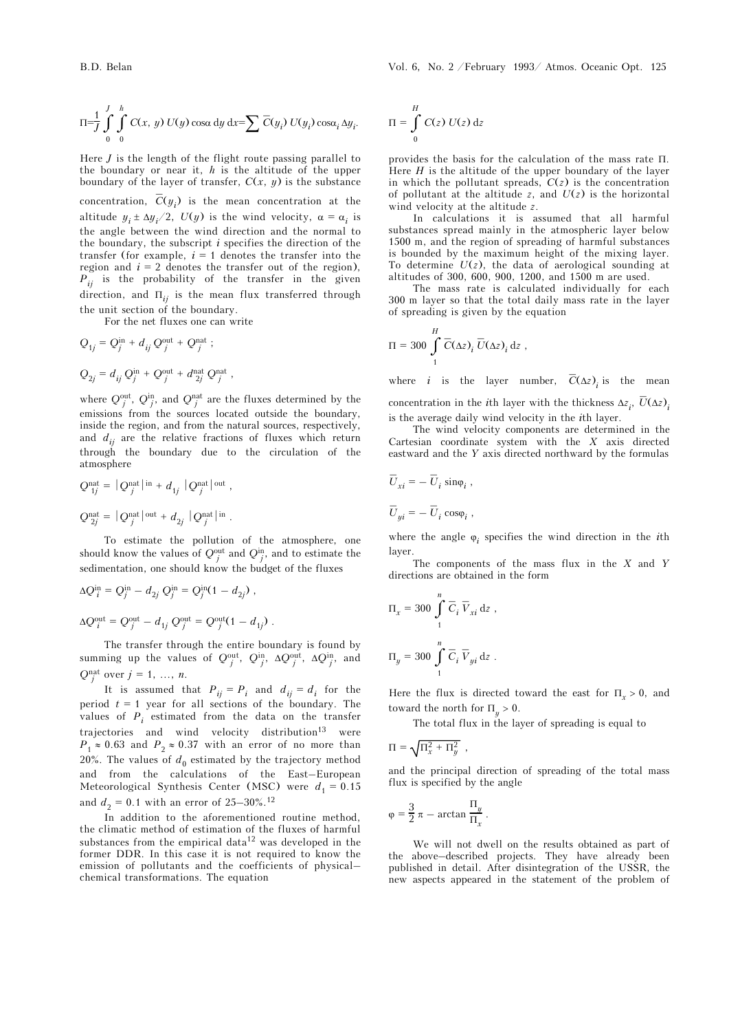$$\Pi = \frac{1}{J} \int_0^J \int_0^h C(x, y)\, U(y) \cos\alpha \,\mathrm{d}y\,\mathrm{d}x = \sum \bar{C}(y_i)\, U(y_i) \cos\alpha_i \,\Delta y_i .$$

Here $J$ is the length of the flight route passing parallel to the boundary or near it, $h$ is the altitude of the upper boundary of the layer of transfer, $C(x, y)$ is the substance concentration, $\bar{C}(y_i)$ is the mean concentration at the altitude $y_i \pm \Delta y_i/2$, $U(y)$ is the wind velocity, $\alpha = \alpha_i$ is the angle between the wind direction and the normal to the boundary, the subscript $i$ specifies the direction of the transfer (for example, $i = 1$ denotes the transfer into the region and $i = 2$ denotes the transfer out of the region), $P_{ij}$ is the probability of the transfer in the given direction, and $\Pi_{ij}$ is the mean flux transferred through the unit section of the boundary.

For the net fluxes one can write

$$Q_{1j} = Q_j^{\mathrm{in}} + d_{ij}\, Q_j^{\mathrm{out}} + Q_j^{\mathrm{nat}} ;$$

$$Q_{2j} = d_{ij}\, Q_j^{\mathrm{in}} + Q_j^{\mathrm{out}} + d_{2j}^{\mathrm{nat}}\, Q_j^{\mathrm{nat}} ,$$

where $Q_j^{\mathrm{out}}$, $Q_j^{\mathrm{in}}$, and $Q_j^{\mathrm{nat}}$ are the fluxes determined by the emissions from the sources located outside the boundary, inside the region, and from the natural sources, respectively, and $d_{ij}$ are the relative fractions of fluxes which return through the boundary due to the circulation of the atmosphere

$$Q_{1j}^{\mathrm{nat}} = \left| Q_j^{\mathrm{nat}} \right|^{\mathrm{in}} + d_{1j} \left| Q_j^{\mathrm{nat}} \right|^{\mathrm{out}} ,$$

$$Q_{2j}^{\mathrm{nat}} = \left| Q_j^{\mathrm{nat}} \right|^{\mathrm{out}} + d_{2j} \left| Q_j^{\mathrm{nat}} \right|^{\mathrm{in}} .$$

To estimate the pollution of the atmosphere, one should know the values of $Q_j^{\mathrm{out}}$ and $Q_j^{\mathrm{in}}$, and to estimate the sedimentation, one should know the budget of the fluxes

$$\Delta Q_i^{\mathrm{in}} = Q_j^{\mathrm{in}} - d_{2j}\, Q_j^{\mathrm{in}} = Q_j^{\mathrm{in}}(1 - d_{2j}) ,$$

$$\Delta Q_i^{\mathrm{out}} = Q_j^{\mathrm{out}} - d_{1j}\, Q_j^{\mathrm{out}} = Q_j^{\mathrm{out}}(1 - d_{1j}) .$$

The transfer through the entire boundary is found by summing up the values of $Q_j^{\mathrm{out}}$, $Q_j^{\mathrm{in}}$, $\Delta Q_j^{\mathrm{out}}$, $\Delta Q_j^{\mathrm{in}}$, and $Q_j^{\mathrm{nat}}$ over $j = 1, \ldots, n$.

It is assumed that $P_{ij} = P_i$ and $d_{ij} = d_i$ for the period $t = 1$ year for all sections of the boundary. The values of $P_i$ estimated from the data on the transfer trajectories and wind velocity distribution[13] were $P_1 \approx 0.63$ and $P_2 \approx 0.37$ with an error of no more than 20%. The values of $d_0$ estimated by the trajectory method and from the calculations of the East–European Meteorological Synthesis Center (MSC) were $d_1 = 0.15$ and $d_2 = 0.1$ with an error of 25–30%.[12]

In addition to the aforementioned routine method, the climatic method of estimation of the fluxes of harmful substances from the empirical data[12] was developed in the former DDR. In this case it is not required to know the emission of pollutants and the coefficients of physical–chemical transformations. The equation

$$\Pi = \int_0^H C(z)\, U(z)\, \mathrm{d}z$$

provides the basis for the calculation of the mass rate $\Pi$. Here $H$ is the altitude of the upper boundary of the layer in which the pollutant spreads, $C(z)$ is the concentration of pollutant at the altitude $z$, and $U(z)$ is the horizontal wind velocity at the altitude $z$.

In calculations it is assumed that all harmful substances spread mainly in the atmospheric layer below 1500 m, and the region of spreading of harmful substances is bounded by the maximum height of the mixing layer. To determine $U(z)$, the data of aerological sounding at altitudes of 300, 600, 900, 1200, and 1500 m are used.

The mass rate is calculated individually for each 300 m layer so that the total daily mass rate in the layer of spreading is given by the equation

$$\Pi = 300 \int_1^H \bar{C}(\Delta z)_i\, \bar{U}(\Delta z)_i \,\mathrm{d}z ,$$

where $i$ is the layer number, $\bar{C}(\Delta z)_i$ is the mean concentration in the $i$th layer with the thickness $\Delta z_i$, $\bar{U}(\Delta z)_i$ is the average daily wind velocity in the $i$th layer.

The wind velocity components are determined in the Cartesian coordinate system with the $X$ axis directed eastward and the $Y$ axis directed northward by the formulas

$$\bar{U}_{xi} = -\,\bar{U}_i \sin\varphi_i ,$$

$$\bar{U}_{yi} = -\,\bar{U}_i \cos\varphi_i ,$$

where the angle $\varphi_i$ specifies the wind direction in the $i$th layer.

The components of the mass flux in the $X$ and $Y$ directions are obtained in the form

$$\Pi_x = 300 \int_1^n \bar{C}_i\, \bar{V}_{xi} \,\mathrm{d}z ,$$

$$\Pi_y = 300 \int_1^n \bar{C}_i\, \bar{V}_{yi} \,\mathrm{d}z .$$

Here the flux is directed toward the east for $\Pi_x > 0$, and toward the north for $\Pi_y > 0$.

The total flux in the layer of spreading is equal to

$$\Pi = \sqrt{\Pi_x^2 + \Pi_y^2} ,$$

and the principal direction of spreading of the total mass flux is specified by the angle

$$\varphi = \frac{3}{2}\pi - \arctan\frac{\Pi_y}{\Pi_x} .$$

We will not dwell on the results obtained as part of the above–described projects. They have already been published in detail. After disintegration of the USSR, the new aspects appeared in the statement of the problem of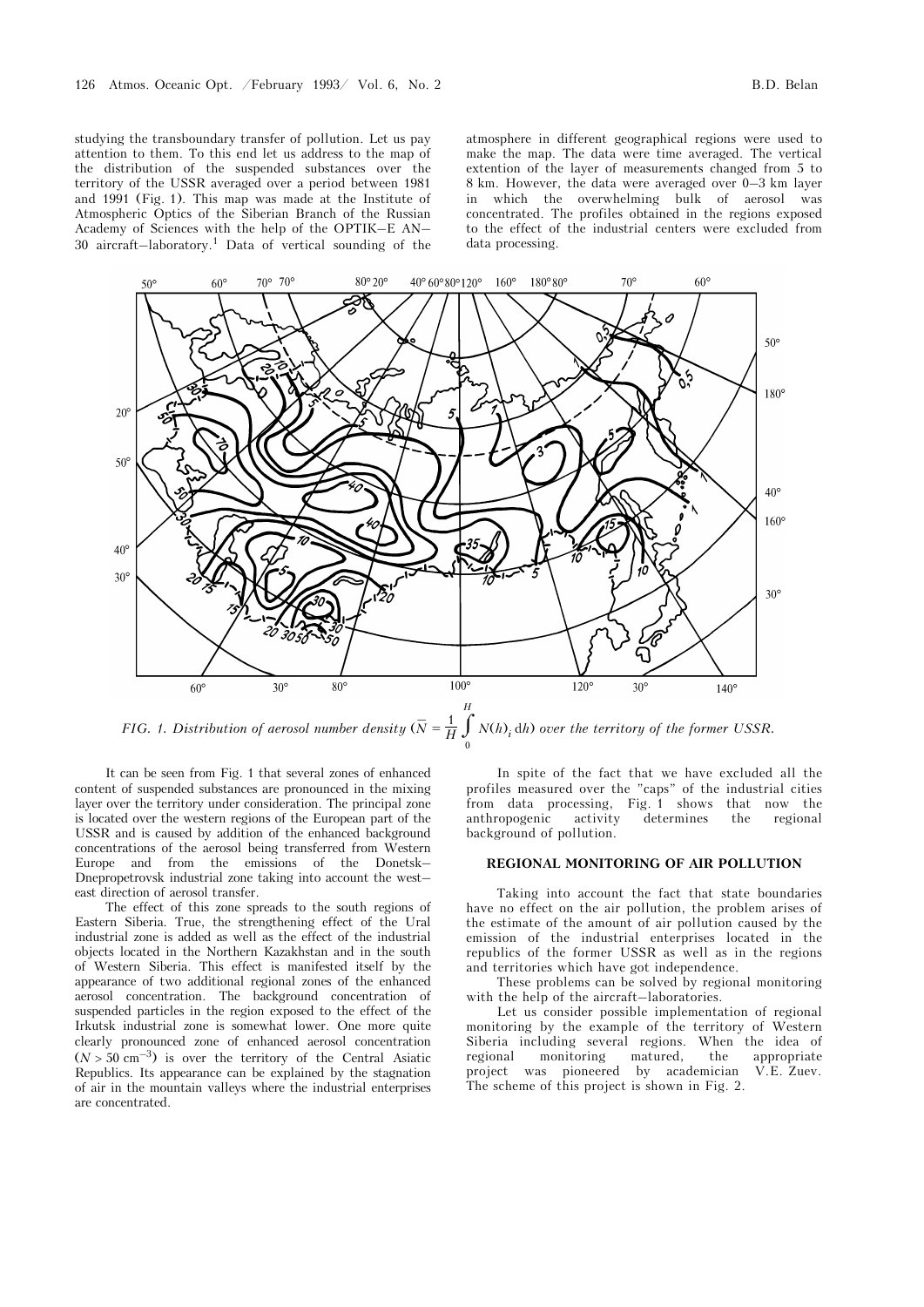studying the transboundary transfer of pollution. Let us pay attention to them. To this end let us address to the map of the distribution of the suspended substances over the territory of the USSR averaged over a period between 1981 and 1991 (Fig. 1). This map was made at the Institute of Atmospheric Optics of the Siberian Branch of the Russian Academy of Sciences with the help of the OPTIK–E AN–30 aircraft–laboratory.[1] Data of vertical sounding of the atmosphere in different geographical regions were used to make the map. The data were time averaged. The vertical extention of the layer of measurements changed from 5 to 8 km. However, the data were averaged over 0–3 km layer in which the overwhelming bulk of aerosol was concentrated. The profiles obtained in the regions exposed to the effect of the industrial centers were excluded from data processing.

*FIG. 1. Distribution of aerosol number density ($\bar{N} = \frac{1}{H}\int_0^H N(h)_i \,dh$) over the territory of the former USSR.*

It can be seen from Fig. 1 that several zones of enhanced content of suspended substances are pronounced in the mixing layer over the territory under consideration. The principal zone is located over the western regions of the European part of the USSR and is caused by addition of the enhanced background concentrations of the aerosol being transferred from Western Europe and from the emissions of the Donetsk–Dnepropetrovsk industrial zone taking into account the west–east direction of aerosol transfer.

The effect of this zone spreads to the south regions of Eastern Siberia. True, the strengthening effect of the Ural industrial zone is added as well as the effect of the industrial objects located in the Northern Kazakhstan and in the south of Western Siberia. This effect is manifested itself by the appearance of two additional regional zones of the enhanced aerosol concentration. The background concentration of suspended particles in the region exposed to the effect of the Irkutsk industrial zone is somewhat lower. One more quite clearly pronounced zone of enhanced aerosol concentration ($N > 50$ cm$^{-3}$) is over the territory of the Central Asiatic Republics. Its appearance can be explained by the stagnation of air in the mountain valleys where the industrial enterprises are concentrated.

In spite of the fact that we have excluded all the profiles measured over the "caps" of the industrial cities from data processing, Fig. 1 shows that now the anthropogenic activity determines the regional background of pollution.

## REGIONAL MONITORING OF AIR POLLUTION

Taking into account the fact that state boundaries have no effect on the air pollution, the problem arises of the estimate of the amount of air pollution caused by the emission of the industrial enterprises located in the republics of the former USSR as well as in the regions and territories which have got independence.

These problems can be solved by regional monitoring with the help of the aircraft–laboratories.

Let us consider possible implementation of regional monitoring by the example of the territory of Western Siberia including several regions. When the idea of regional monitoring matured, the appropriate project was pioneered by academician V.E. Zuev. The scheme of this project is shown in Fig. 2.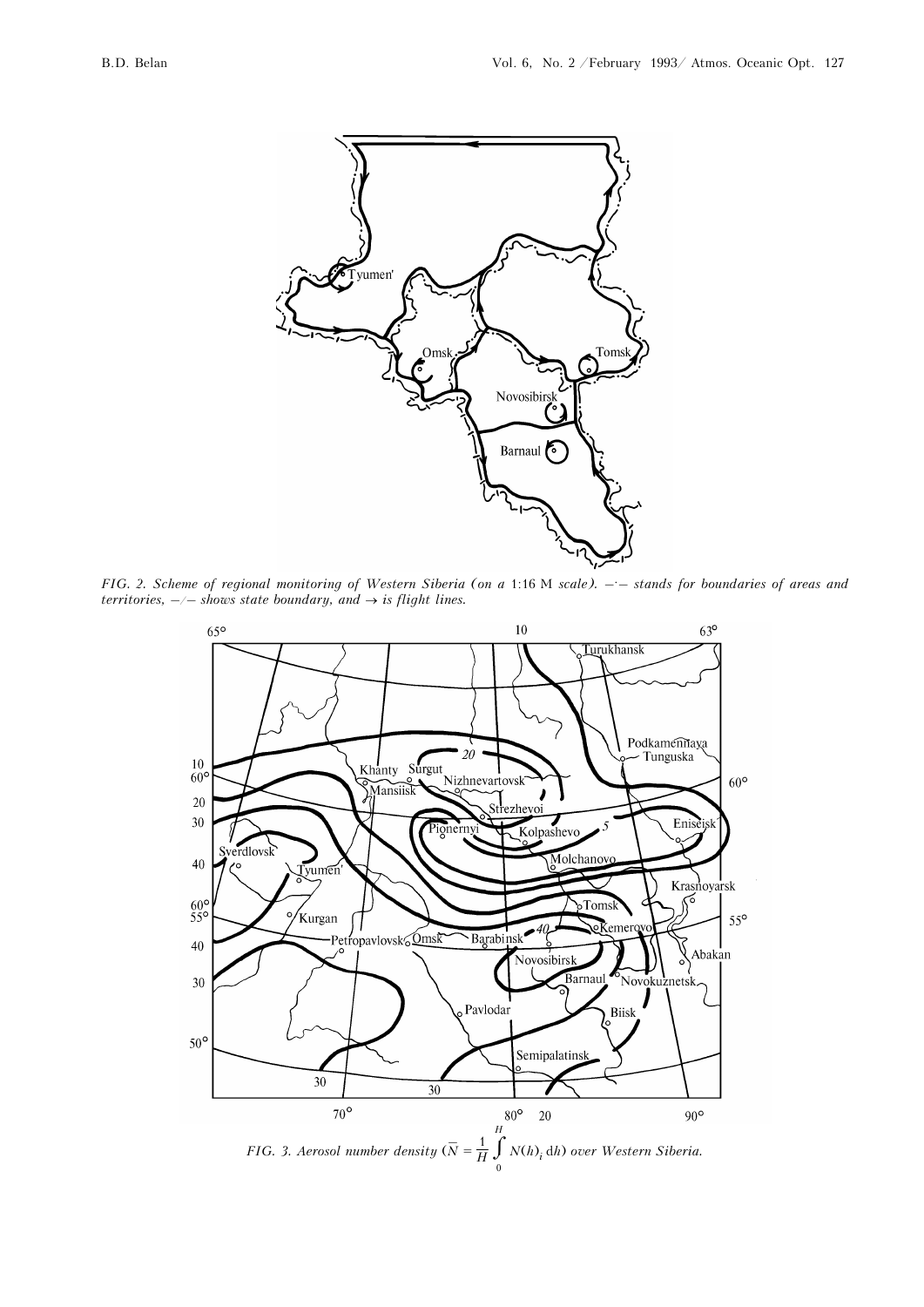FIG. 2. *Scheme of regional monitoring of Western Siberia (on a* 1:16 M *scale).* –·– *stands for boundaries of areas and territories,* –/– *shows state boundary, and* → *is flight lines.*

FIG. 3. *Aerosol number density* ($\bar{N} = \frac{1}{H}\int_0^H N(h)_i\, dh$) *over Western Siberia.*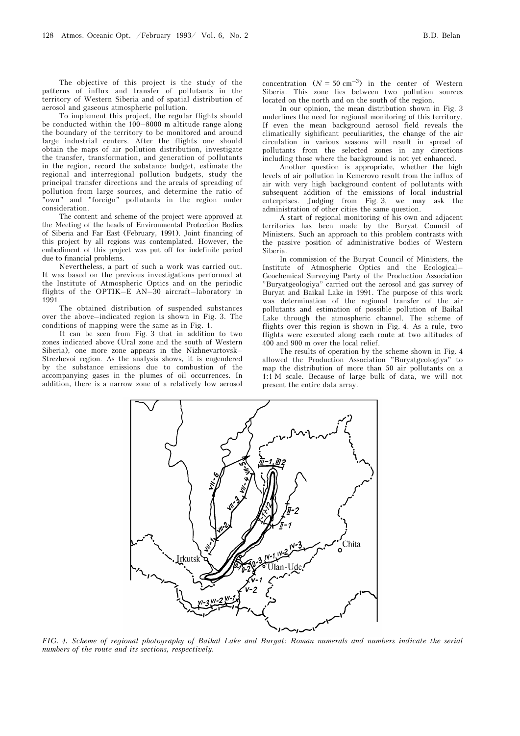The objective of this project is the study of the patterns of influx and transfer of pollutants in the territory of Western Siberia and of spatial distribution of aerosol and gaseous atmospheric pollution.

To implement this project, the regular flights should be conducted within the 100–8000 m altitude range along the boundary of the territory to be monitored and around large industrial centers. After the flights one should obtain the maps of air pollution distribution, investigate the transfer, transformation, and generation of pollutants in the region, record the substance budget, estimate the regional and interregional pollution budgets, study the principal transfer directions and the areals of spreading of pollution from large sources, and determine the ratio of "own" and "foreign" pollutants in the region under consideration.

The content and scheme of the project were approved at the Meeting of the heads of Environmental Protection Bodies of Siberia and Far East (February, 1991). Joint financing of this project by all regions was contemplated. However, the embodiment of this project was put off for indefinite period due to financial problems.

Nevertheless, a part of such a work was carried out. It was based on the previous investigations performed at the Institute of Atmospheric Optics and on the periodic flights of the OPTIK–E AN–30 aircraft–laboratory in 1991.

The obtained distribution of suspended substances over the above–indicated region is shown in Fig. 3. The conditions of mapping were the same as in Fig. 1.

It can be seen from Fig. 3 that in addition to two zones indicated above (Ural zone and the south of Western Siberia), one more zone appears in the Nizhnevartovsk–Strezhevoi region. As the analysis shows, it is engendered by the substance emissions due to combustion of the accompanying gases in the plumes of oil occurrences. In addition, there is a narrow zone of a relatively low aerosol concentration ($N = 50\ \mathrm{cm}^{-3}$) in the center of Western Siberia. This zone lies between two pollution sources located on the north and on the south of the region.

In our opinion, the mean distribution shown in Fig. 3 underlines the need for regional monitoring of this territory. If even the mean background aerosol field reveals the climatically sighificant peculiarities, the change of the air circulation in various seasons will result in spread of pollutants from the selected zones in any directions including those where the background is not yet enhanced.

Another question is appropriate, whether the high levels of air pollution in Kemerovo result from the influx of air with very high background content of pollutants with subsequent addition of the emissions of local industrial enterprises. Judging from Fig. 3, we may ask the administration of other cities the same question.

A start of regional monitoring of his own and adjacent territories has been made by the Buryat Council of Ministers. Such an approach to this problem contrasts with the passive position of administrative bodies of Western Siberia.

In commission of the Buryat Council of Ministers, the Institute of Atmospheric Optics and the Ecological–Geochemical Surveying Party of the Production Association "Buryatgeologiya" carried out the aerosol and gas survey of Buryat and Baikal Lake in 1991. The purpose of this work was determination of the regional transfer of the air pollutants and estimation of possible pollution of Baikal Lake through the atmospheric channel. The scheme of flights over this region is shown in Fig. 4. As a rule, two flights were executed along each route at two altitudes of 400 and 900 m over the local relief.

The results of operation by the scheme shown in Fig. 4 allowed the Production Association "Buryatgeologiya" to map the distribution of more than 50 air pollutants on a 1:1 M scale. Because of large bulk of data, we will not present the entire data array.

*FIG. 4. Scheme of regional photography of Baikal Lake and Buryat: Roman numerals and numbers indicate the serial numbers of the route and its sections, respectively.*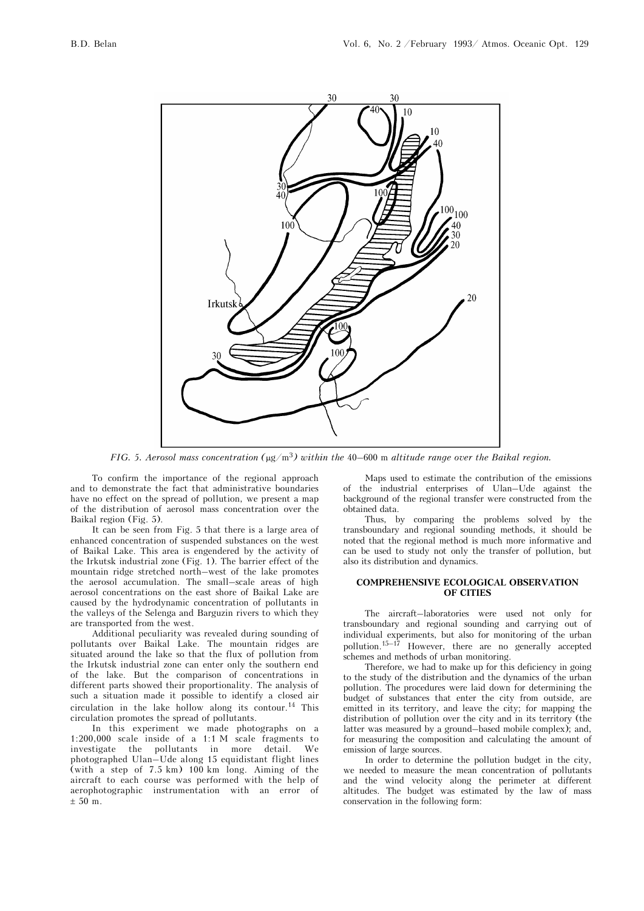*FIG. 5. Aerosol mass concentration ($\mu g/m^3$) within the 40–600 m altitude range over the Baikal region.*

To confirm the importance of the regional approach and to demonstrate the fact that administrative boundaries have no effect on the spread of pollution, we present a map of the distribution of aerosol mass concentration over the Baikal region (Fig. 5).

It can be seen from Fig. 5 that there is a large area of enhanced concentration of suspended substances on the west of Baikal Lake. This area is engendered by the activity of the Irkutsk industrial zone (Fig. 1). The barrier effect of the mountain ridge stretched north–west of the lake promotes the aerosol accumulation. The small–scale areas of high aerosol concentrations on the east shore of Baikal Lake are caused by the hydrodynamic concentration of pollutants in the valleys of the Selenga and Barguzin rivers to which they are transported from the west.

Additional peculiarity was revealed during sounding of pollutants over Baikal Lake. The mountain ridges are situated around the lake so that the flux of pollution from the Irkutsk industrial zone can enter only the southern end of the lake. But the comparison of concentrations in different parts showed their proportionality. The analysis of such a situation made it possible to identify a closed air circulation in the lake hollow along its contour.[14] This circulation promotes the spread of pollutants.

In this experiment we made photographs on a 1:200,000 scale inside of a 1:1 M scale fragments to investigate the pollutants in more detail. We photographed Ulan–Ude along 15 equidistant flight lines (with a step of 7.5 km) 100 km long. Aiming of the aircraft to each course was performed with the help of aerophotographic instrumentation with an error of ± 50 m.

Maps used to estimate the contribution of the emissions of the industrial enterprises of Ulan–Ude against the background of the regional transfer were constructed from the obtained data.

Thus, by comparing the problems solved by the transboundary and regional sounding methods, it should be noted that the regional method is much more informative and can be used to study not only the transfer of pollution, but also its distribution and dynamics.

## COMPREHENSIVE ECOLOGICAL OBSERVATION OF CITIES

The aircraft–laboratories were used not only for transboundary and regional sounding and carrying out of individual experiments, but also for monitoring of the urban pollution.[15–17] However, there are no generally accepted schemes and methods of urban monitoring.

Therefore, we had to make up for this deficiency in going to the study of the distribution and the dynamics of the urban pollution. The procedures were laid down for determining the budget of substances that enter the city from outside, are emitted in its territory, and leave the city; for mapping the distribution of pollution over the city and in its territory (the latter was measured by a ground–based mobile complex); and, for measuring the composition and calculating the amount of emission of large sources.

In order to determine the pollution budget in the city, we needed to measure the mean concentration of pollutants and the wind velocity along the perimeter at different altitudes. The budget was estimated by the law of mass conservation in the following form: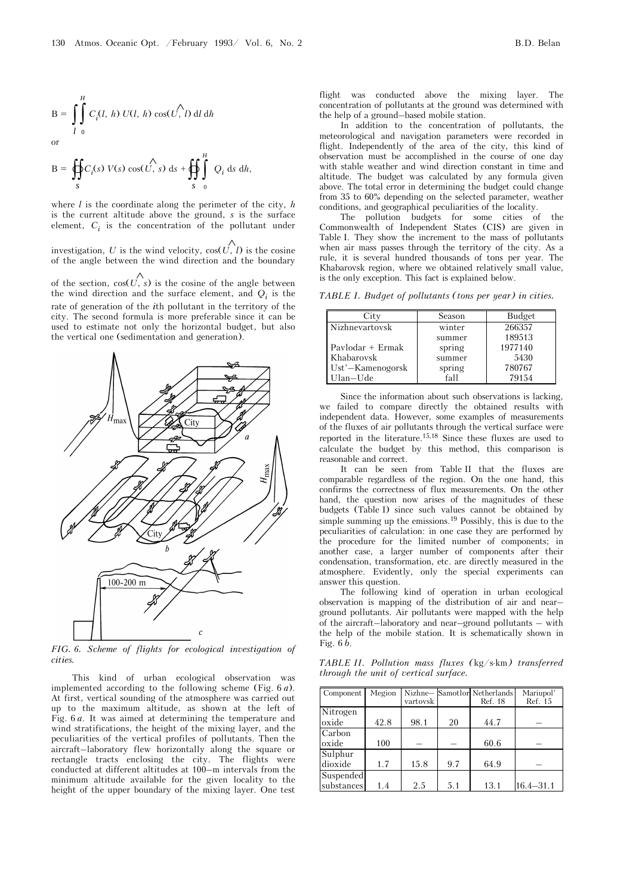$$B = \int_l \int_0^H C_i(l, h)\, U(l, h) \cos(\widehat{U, l})\, dl\, dh$$

or

$$B = \oint_s C_i(s)\, V(s) \cos(\widehat{U, s})\, ds + \oint_s \int_0^H Q_i\, ds\, dh,$$

where $l$ is the coordinate along the perimeter of the city, $h$ is the current altitude above the ground, $s$ is the surface element, $C_i$ is the concentration of the pollutant under investigation, $U$ is the wind velocity, $\cos(\widehat{U, l})$ is the cosine of the angle between the wind direction and the boundary of the section, $\cos(\widehat{U, s})$ is the cosine of the angle between the wind direction and the surface element, and $Q_i$ is the rate of generation of the $i$th pollutant in the territory of the city. The second formula is more preferable since it can be used to estimate not only the horizontal budget, but also the vertical one (sedimentation and generation).

FIG. 6. *Scheme of flights for ecological investigation of cities.*

This kind of urban ecological observation was implemented according to the following scheme (Fig. 6*a*). At first, vertical sounding of the atmosphere was carried out up to the maximum altitude, as shown at the left of Fig. 6*a*. It was aimed at determining the temperature and wind stratifications, the height of the mixing layer, and the peculiarities of the vertical profiles of pollutants. Then the aircraft–laboratory flew horizontally along the square or rectangle tracts enclosing the city. The flights were conducted at different altitudes at 100–m intervals from the minimum altitude available for the given locality to the height of the upper boundary of the mixing layer. One test flight was conducted above the mixing layer. The concentration of pollutants at the ground was determined with the help of a ground–based mobile station.

In addition to the concentration of pollutants, the meteorological and navigation parameters were recorded in flight. Independently of the area of the city, this kind of observation must be accomplished in the course of one day with stable weather and wind direction constant in time and altitude. The budget was calculated by any formula given above. The total error in determining the budget could change from 35 to 60% depending on the selected parameter, weather conditions, and geographical peculiarities of the locality.

The pollution budgets for some cities of the Commonwealth of Independent States (CIS) are given in Table I. They show the increment to the mass of pollutants when air mass passes through the territory of the city. As a rule, it is several hundred thousands of tons per year. The Khabarovsk region, where we obtained relatively small value, is the only exception. This fact is explained below.

*TABLE I. Budget of pollutants (tons per year) in cities.*

| City | Season | Budget |
|---|---|---|
| Nizhnevartovsk | winter | 266357 |
| | summer | 189513 |
| Pavlodar + Ermak | spring | 1977140 |
| Khabarovsk | summer | 5430 |
| Ust'–Kamenogorsk | spring | 780767 |
| Ulan–Ude | fall | 79154 |

Since the information about such observations is lacking, we failed to compare directly the obtained results with independent data. However, some examples of measurements of the fluxes of air pollutants through the vertical surface were reported in the literature.[15,18] Since these fluxes are used to calculate the budget by this method, this comparison is reasonable and correct.

It can be seen from Table II that the fluxes are comparable regardless of the region. On the one hand, this confirms the correctness of flux measurements. On the other hand, the question now arises of the magnitudes of these budgets (Table I) since such values cannot be obtained by simple summing up the emissions.[19] Possibly, this is due to the peculiarities of calculation: in one case they are performed by the procedure for the limited number of components; in another case, a larger number of components after their condensation, transformation, etc. are directly measured in the atmosphere. Evidently, only the special experiments can answer this question.

The following kind of operation in urban ecological observation is mapping of the distribution of air and near–ground pollutants. Air pollutants were mapped with the help of the aircraft–laboratory and near–ground pollutants – with the help of the mobile station. It is schematically shown in Fig. 6*b*.

*TABLE II. Pollution mass fluxes (kg/s·km) transferred through the unit of vertical surface.*

| Component | Megion | Nizhne–vartovsk | Samotlor | Netherlands Ref. 18 | Mariupol' Ref. 15 |
|---|---|---|---|---|---|
| Nitrogen oxide | 42.8 | 98.1 | 20 | 44.7 | – |
| Carbon oxide | 100 | – | – | 60.6 | – |
| Sulphur dioxide | 1.7 | 15.8 | 9.7 | 64.9 | – |
| Suspended substances | 1.4 | 2.5 | 5.1 | 13.1 | 16.4–31.1 |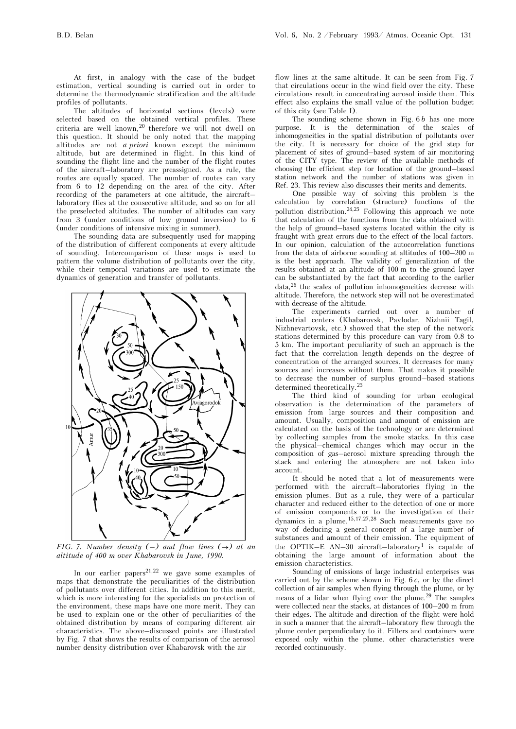At first, in analogy with the case of the budget estimation, vertical sounding is carried out in order to determine the thermodynamic stratification and the altitude profiles of pollutants.

The altitudes of horizontal sections (levels) were selected based on the obtained vertical profiles. These criteria are well known,[20] therefore we will not dwell on this question. It should be only noted that the mapping altitudes are not *a priori* known except the minimum altitude, but are determined in flight. In this kind of sounding the flight line and the number of the flight routes of the aircraft–laboratory are preassigned. As a rule, the routes are equally spaced. The number of routes can vary from 6 to 12 depending on the area of the city. After recording of the parameters at one altitude, the aircraft–laboratory flies at the consecutive altitude, and so on for all the preselected altitudes. The number of altitudes can vary from 3 (under conditions of low ground inversion) to 6 (under conditions of intensive mixing in summer).

The sounding data are subsequently used for mapping of the distribution of different components at every altitude of sounding. Intercomparison of these maps is used to pattern the volume distribution of pollutants over the city, while their temporal variations are used to estimate the dynamics of generation and transfer of pollutants.

*FIG. 7. Number density (–) and flow lines (→) at an altitude of 400 m over Khabarovsk in June, 1990.*

In our earlier papers[21,22] we gave some examples of maps that demonstrate the peculiarities of the distribution of pollutants over different cities. In addition to this merit, which is more interesting for the specialists on protection of the environment, these maps have one more merit. They can be used to explain one or the other of peculiarities of the obtained distribution by means of comparing different air characteristics. The above–discussed points are illustrated by Fig. 7 that shows the results of comparison of the aerosol number density distribution over Khabarovsk with the air flow lines at the same altitude. It can be seen from Fig. 7 that circulations occur in the wind field over the city. These circulations result in concentrating aerosol inside them. This effect also explains the small value of the pollution budget of this city (see Table I).

The sounding scheme shown in Fig. 6*b* has one more purpose. It is the determination of the scales of inhomogeneities in the spatial distribution of pollutants over the city. It is necessary for choice of the grid step for placement of sites of ground–based system of air monitoring of the CITY type. The review of the available methods of choosing the efficient step for location of the ground–based station network and the number of stations was given in Ref. 23. This review also discusses their merits and demerits.

One possible way of solving this problem is the calculation by correlation (structure) functions of the pollution distribution.[24,25] Following this approach we note that calculation of the functions from the data obtained with the help of ground–based systems located within the city is fraught with great errors due to the effect of the local factors. In our opinion, calculation of the autocorrelation functions from the data of airborne sounding at altitudes of 100–200 m is the best approach. The validity of generalization of the results obtained at an altitude of 100 m to the ground layer can be substantiated by the fact that according to the earlier data,[26] the scales of pollution inhomogeneities decrease with altitude. Therefore, the network step will not be overestimated with decrease of the altitude.

The experiments carried out over a number of industrial centers (Khabarovsk, Pavlodar, Nizhnii Tagil, Nizhnevartovsk, etc.) showed that the step of the network stations determined by this procedure can vary from 0.8 to 5 km. The important peculiarity of such an approach is the fact that the correlation length depends on the degree of concentration of the arranged sources. It decreases for many sources and increases without them. That makes it possible to decrease the number of surplus ground–based stations determined theoretically.[25]

The third kind of sounding for urban ecological observation is the determination of the parameters of emission from large sources and their composition and amount. Usually, composition and amount of emission are calculated on the basis of the technology or are determined by collecting samples from the smoke stacks. In this case the physical–chemical changes which may occur in the composition of gas–aerosol mixture spreading through the stack and entering the atmosphere are not taken into account.

It should be noted that a lot of measurements were performed with the aircraft–laboratories flying in the emission plumes. But as a rule, they were of a particular character and reduced either to the detection of one or more of emission components or to the investigation of their dynamics in a plume.[15,17,27,28] Such measurements gave no way of deducing a general concept of a large number of substances and amount of their emission. The equipment of the OPTIK–E AN–30 aircraft–laboratory[1] is capable of obtaining the large amount of information about the emission characteristics.

Sounding of emissions of large industrial enterprises was carried out by the scheme shown in Fig. 6*c*, or by the direct collection of air samples when flying through the plume, or by means of a lidar when flying over the plume.[29] The samples were collected near the stacks, at distances of 100–200 m from their edges. The altitude and direction of the flight were hold in such a manner that the aircraft–laboratory flew through the plume center perpendicular to it. Filters and containers were exposed only within the plume, other characteristics were recorded continuously.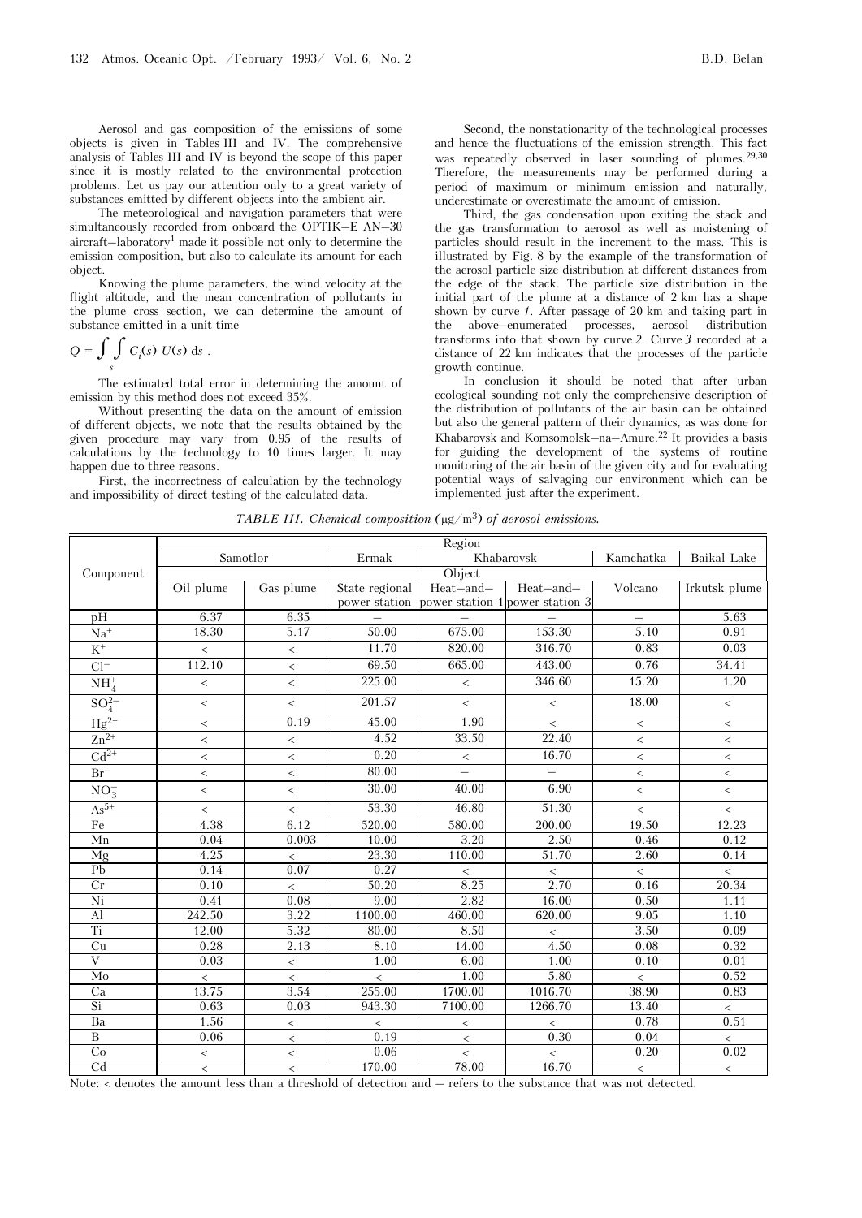Aerosol and gas composition of the emissions of some objects is given in Tables III and IV. The comprehensive analysis of Tables III and IV is beyond the scope of this paper since it is mostly related to the environmental protection problems. Let us pay our attention only to a great variety of substances emitted by different objects into the ambient air.

The meteorological and navigation parameters that were simultaneously recorded from onboard the OPTIK–E AN–30 aircraft–laboratory[1] made it possible not only to determine the emission composition, but also to calculate its amount for each object.

Knowing the plume parameters, the wind velocity at the flight altitude, and the mean concentration of pollutants in the plume cross section, we can determine the amount of substance emitted in a unit time

$$Q = \int_s \int C_i(s)\ U(s)\ \mathrm{d}s\ .$$

The estimated total error in determining the amount of emission by this method does not exceed 35%.

Without presenting the data on the amount of emission of different objects, we note that the results obtained by the given procedure may vary from 0.95 of the results of calculations by the technology to 10 times larger. It may happen due to three reasons.

First, the incorrectness of calculation by the technology and impossibility of direct testing of the calculated data.

Second, the nonstationarity of the technological processes and hence the fluctuations of the emission strength. This fact was repeatedly observed in laser sounding of plumes.[29,30] Therefore, the measurements may be performed during a period of maximum or minimum emission and naturally, underestimate or overestimate the amount of emission.

Third, the gas condensation upon exiting the stack and the gas transformation to aerosol as well as moistening of particles should result in the increment to the mass. This is illustrated by Fig. 8 by the example of the transformation of the aerosol particle size distribution at different distances from the edge of the stack. The particle size distribution in the initial part of the plume at a distance of 2 km has a shape shown by curve *1*. After passage of 20 km and taking part in the above–enumerated processes, aerosol distribution transforms into that shown by curve *2*. Curve *3* recorded at a distance of 22 km indicates that the processes of the particle growth continue.

In conclusion it should be noted that after urban ecological sounding not only the comprehensive description of the distribution of pollutants of the air basin can be obtained but also the general pattern of their dynamics, as was done for Khabarovsk and Komsomolsk–na–Amure.[22] It provides a basis for guiding the development of the systems of routine monitoring of the air basin of the given city and for evaluating potential ways of salvaging our environment which can be implemented just after the experiment.

*TABLE III. Chemical composition (μg/m³) of aerosol emissions.*

| Component | Region | | | | | | |
|---|---|---|---|---|---|---|---|
| | Samotlor | | Ermak | Khabarovsk | | Kamchatka | Baikal Lake |
| | Object | | | | | | |
| | Oil plume | Gas plume | State regional power station | Heat–and–power station 1 | Heat–and–power station 3 | Volcano | Irkutsk plume |
| pH | 6.37 | 6.35 | – | – | – | – | 5.63 |
| $Na^+$ | 18.30 | 5.17 | 50.00 | 675.00 | 153.30 | 5.10 | 0.91 |
| $K^+$ | < | < | 11.70 | 820.00 | 316.70 | 0.83 | 0.03 |
| $Cl^-$ | 112.10 | < | 69.50 | 665.00 | 443.00 | 0.76 | 34.41 |
| $NH_4^+$ | < | < | 225.00 | < | 346.60 | 15.20 | 1.20 |
| $SO_4^{2-}$ | < | < | 201.57 | < | < | 18.00 | < |
| $Hg^{2+}$ | < | 0.19 | 45.00 | 1.90 | < | < | < |
| $Zn^{2+}$ | < | < | 4.52 | 33.50 | 22.40 | < | < |
| $Cd^{2+}$ | < | < | 0.20 | < | 16.70 | < | < |
| $Br^-$ | < | < | 80.00 | – | – | < | < |
| $NO_3^-$ | < | < | 30.00 | 40.00 | 6.90 | < | < |
| $As^{5+}$ | < | < | 53.30 | 46.80 | 51.30 | < | < |
| Fe | 4.38 | 6.12 | 520.00 | 580.00 | 200.00 | 19.50 | 12.23 |
| Mn | 0.04 | 0.003 | 10.00 | 3.20 | 2.50 | 0.46 | 0.12 |
| Mg | 4.25 | < | 23.30 | 110.00 | 51.70 | 2.60 | 0.14 |
| Pb | 0.14 | 0.07 | 0.27 | < | < | < | < |
| Cr | 0.10 | < | 50.20 | 8.25 | 2.70 | 0.16 | 20.34 |
| Ni | 0.41 | 0.08 | 9.00 | 2.82 | 16.00 | 0.50 | 1.11 |
| Al | 242.50 | 3.22 | 1100.00 | 460.00 | 620.00 | 9.05 | 1.10 |
| Ti | 12.00 | 5.32 | 80.00 | 8.50 | < | 3.50 | 0.09 |
| Cu | 0.28 | 2.13 | 8.10 | 14.00 | 4.50 | 0.08 | 0.32 |
| V | 0.03 | < | 1.00 | 6.00 | 1.00 | 0.10 | 0.01 |
| Mo | < | < | < | 1.00 | 5.80 | < | 0.52 |
| Ca | 13.75 | 3.54 | 255.00 | 1700.00 | 1016.70 | 38.90 | 0.83 |
| Si | 0.63 | 0.03 | 943.30 | 7100.00 | 1266.70 | 13.40 | < |
| Ba | 1.56 | < | < | < | < | 0.78 | 0.51 |
| B | 0.06 | < | 0.19 | < | 0.30 | 0.04 | < |
| Co | < | < | 0.06 | < | < | 0.20 | 0.02 |
| Cd | < | < | 170.00 | 78.00 | 16.70 | < | < |

Note: < denotes the amount less than a threshold of detection and – refers to the substance that was not detected.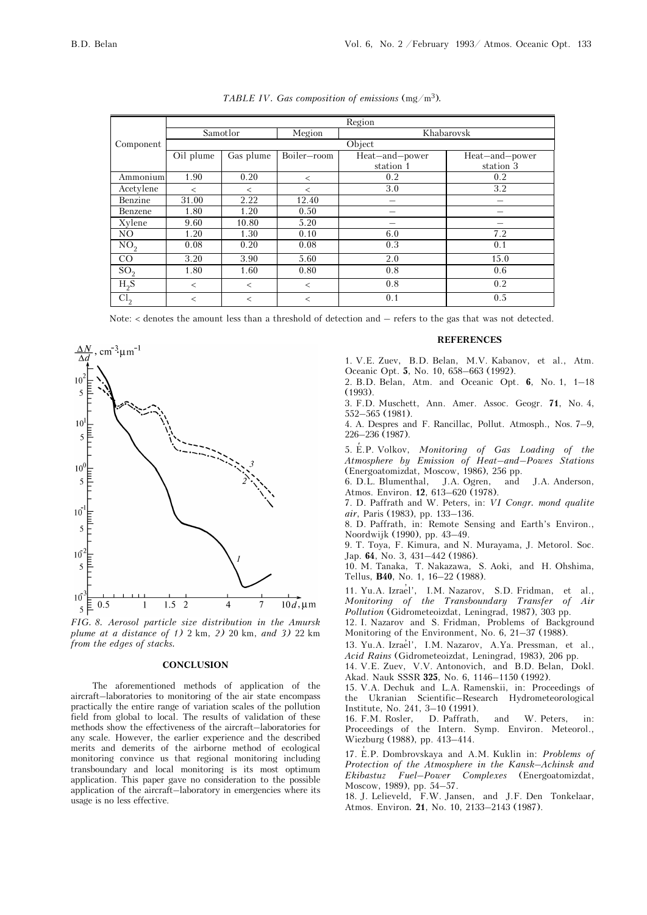*TABLE IV. Gas composition of emissions* ($mg/m^3$).

| Component | Region | | | | |
|---|---|---|---|---|---|
| | Samotlor | | Megion | Khabarovsk | |
| | Object | | | | |
| | Oil plume | Gas plume | Boiler–room | Heat–and–power station 1 | Heat–and–power station 3 |
| Ammonium | 1.90 | 0.20 | < | 0.2 | 0.2 |
| Acetylene | < | < | < | 3.0 | 3.2 |
| Benzine | 31.00 | 2.22 | 12.40 | – | – |
| Benzene | 1.80 | 1.20 | 0.50 | – | – |
| Xylene | 9.60 | 10.80 | 5.20 | – | – |
| NO | 1.20 | 1.30 | 0.10 | 6.0 | 7.2 |
| $NO_2$ | 0.08 | 0.20 | 0.08 | 0.3 | 0.1 |
| CO | 3.20 | 3.90 | 5.60 | 2.0 | 15.0 |
| $SO_2$ | 1.80 | 1.60 | 0.80 | 0.8 | 0.6 |
| $H_2S$ | < | < | < | 0.8 | 0.2 |
| $Cl_2$ | < | < | < | 0.1 | 0.5 |

Note: < denotes the amount less than a threshold of detection and – refers to the gas that was not detected.

*FIG. 8. Aerosol particle size distribution in the Amursk plume at a distance of 1) 2 km, 2) 20 km, and 3) 22 km from the edges of stacks.*

## CONCLUSION

The aforementioned methods of application of the aircraft–laboratories to monitoring of the air state encompass practically the entire range of variation scales of the pollution field from global to local. The results of validation of these methods show the effectiveness of the aircraft–laboratories for any scale. However, the earlier experience and the described merits and demerits of the airborne method of ecological monitoring convince us that regional monitoring including transboundary and local monitoring is its most optimum application. This paper gave no consideration to the possible application of the aircraft–laboratory in emergencies where its usage is no less effective.

## REFERENCES

1. V.E. Zuev, B.D. Belan, M.V. Kabanov, et al., Atm. Oceanic Opt. **5**, No. 10, 658–663 (1992).
2. B.D. Belan, Atm. and Oceanic Opt. **6**, No. 1, 1–18 (1993).
3. F.D. Muschett, Ann. Amer. Assoc. Geogr. **71**, No. 4, 552–565 (1981).
4. A. Despres and F. Rancillac, Pollut. Atmosph., Nos. 7–9, 226–236 (1987).
5. É.P. Volkov, *Monitoring of Gas Loading of the Atmosphere by Emission of Heat–and–Powes Stations* (Energoatomizdat, Moscow, 1986), 256 pp.
6. D.L. Blumenthal, J.A. Ogren, and J.A. Anderson, Atmos. Environ. **12**, 613–620 (1978).
7. D. Paffrath and W. Peters, in: *VI Congr. mond qualite air*, Paris (1983), pp. 133–136.
8. D. Paffrath, in: Remote Sensing and Earth's Environ., Noordwijk (1990), pp. 43–49.
9. T. Toya, F. Kimura, and N. Murayama, J. Metorol. Soc. Jap. **64**, No. 3, 431–442 (1986).
10. M. Tanaka, T. Nakazawa, S. Aoki, and H. Ohshima, Tellus, **B40**, No. 1, 16–22 (1988).
11. Yu.A. Izrael', I.M. Nazarov, S.D. Fridman, et al., *Monitoring of the Transboundary Transfer of Air Pollution* (Gidrometeoizdat, Leningrad, 1987), 303 pp.
12. I. Nazarov and S. Fridman, Problems of Background Monitoring of the Environment, No. 6, 21–37 (1988).
13. Yu.A. Izrael', I.M. Nazarov, A.Ya. Pressman, et al., *Acid Rains* (Gidrometeoizdat, Leningrad, 1983), 206 pp.
14. V.E. Zuev, V.V. Antonovich, and B.D. Belan, Dokl. Akad. Nauk SSSR **325**, No. 6, 1146–1150 (1992).
15. V.A. Dechuk and L.A. Ramenskii, in: Proceedings of the Ukranian Scientific–Research Hydrometeorological Institute, No. 241, 3–10 (1991).
16. F.M. Rosler, D. Paffrath, and W. Peters, in: Proceedings of the Intern. Symp. Environ. Meteorol., Wiezburg (1988), pp. 413–414.
17. É.P. Dombrovskaya and A.M. Kuklin in: *Problems of Protection of the Atmosphere in the Kansk–Achinsk and Ekibastuz Fuel–Power Complexes* (Energoatomizdat, Moscow, 1989), pp. 54–57.
18. J. Lelieveld, F.W. Jansen, and J.F. Den Tonkelaar, Atmos. Environ. **21**, No. 10, 2133–2143 (1987).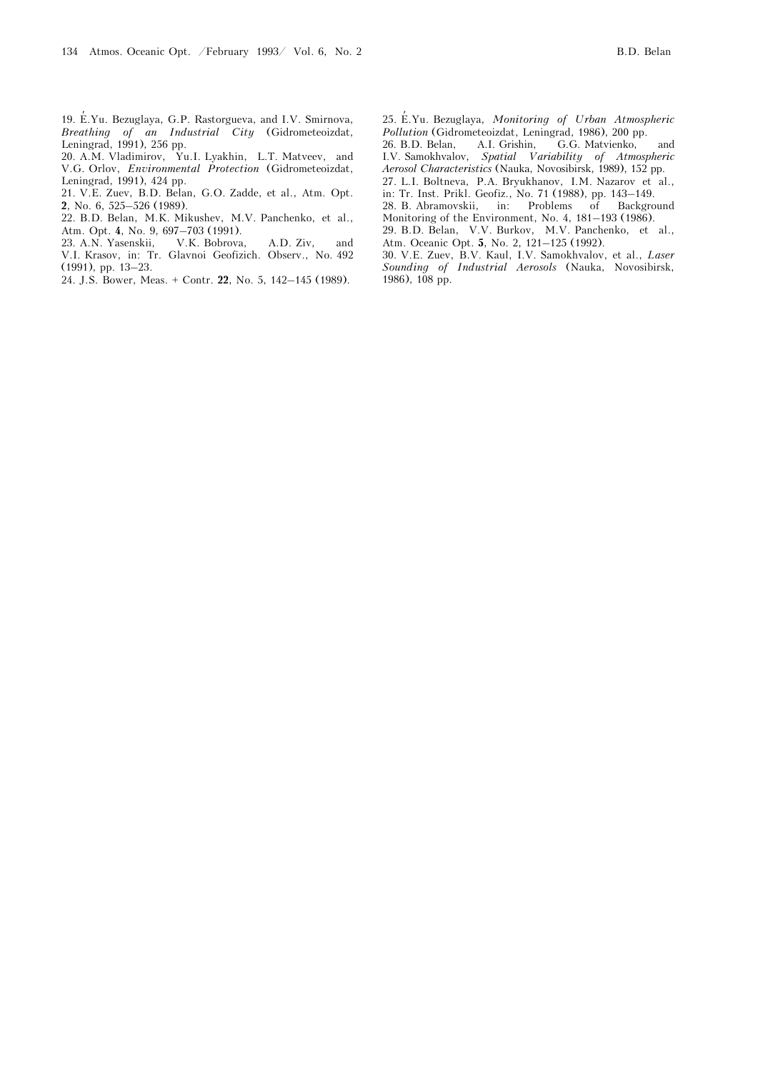19. É.Yu. Bezuglaya, G.P. Rastorgueva, and I.V. Smirnova, *Breathing of an Industrial City* (Gidrometeoizdat, Leningrad, 1991), 256 pp.

20. A.M. Vladimirov, Yu.I. Lyakhin, L.T. Matveev, and V.G. Orlov, *Environmental Protection* (Gidrometeoizdat, Leningrad, 1991), 424 pp.

21. V.E. Zuev, B.D. Belan, G.O. Zadde, et al., Atm. Opt. **2**, No. 6, 525–526 (1989).

22. B.D. Belan, M.K. Mikushev, M.V. Panchenko, et al., Atm. Opt. **4**, No. 9, 697–703 (1991).

23. A.N. Yasenskii, V.K. Bobrova, A.D. Ziv, and V.I. Krasov, in: Tr. Glavnoi Geofizich. Observ., No. 492 (1991), pp. 13–23.

24. J.S. Bower, Meas. + Contr. **22**, No. 5, 142–145 (1989).

25. É.Yu. Bezuglaya, *Monitoring of Urban Atmospheric Pollution* (Gidrometeoizdat, Leningrad, 1986), 200 pp.

26. B.D. Belan, A.I. Grishin, G.G. Matvienko, and I.V. Samokhvalov, *Spatial Variability of Atmospheric Aerosol Characteristics* (Nauka, Novosibirsk, 1989), 152 pp.

27. L.I. Boltneva, P.A. Bryukhanov, I.M. Nazarov et al., in: Tr. Inst. Prikl. Geofiz., No. 71 (1988), pp. 143–149.

28. B. Abramovskii, in: Problems of Background Monitoring of the Environment, No. 4, 181–193 (1986).

29. B.D. Belan, V.V. Burkov, M.V. Panchenko, et al., Atm. Oceanic Opt. **5**, No. 2, 121–125 (1992).

30. V.E. Zuev, B.V. Kaul, I.V. Samokhvalov, et al., *Laser Sounding of Industrial Aerosols* (Nauka, Novosibirsk, 1986), 108 pp.